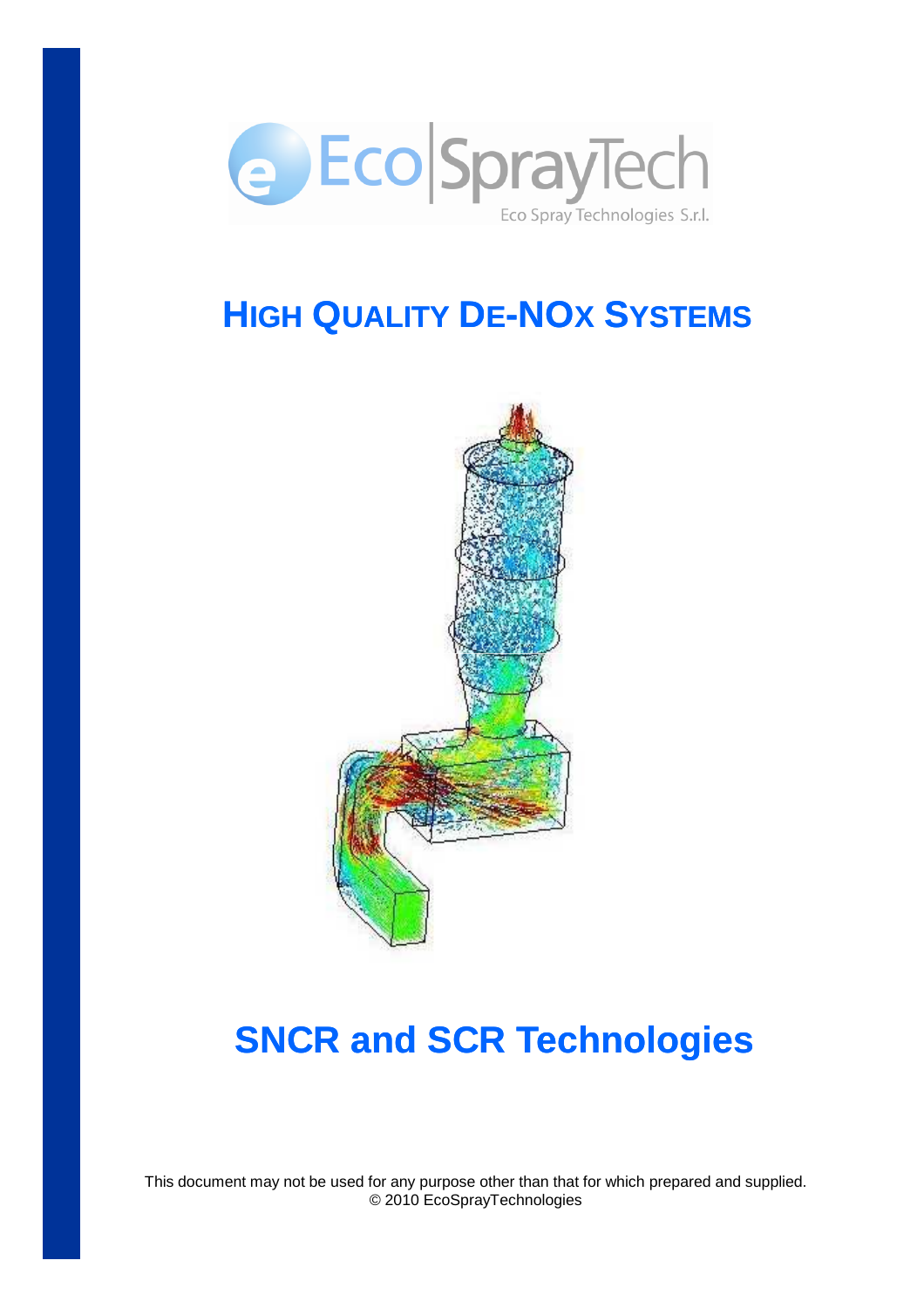EcoSprayTech

Eco Spray Technologies S.r.l.

# HIGH QUALITY DE-NOx SYSTEMS

# SNCR and SCR Technologies

This document may not be used for any purpose other than that for which prepared and supplied.
© 2010 EcoSprayTechnologies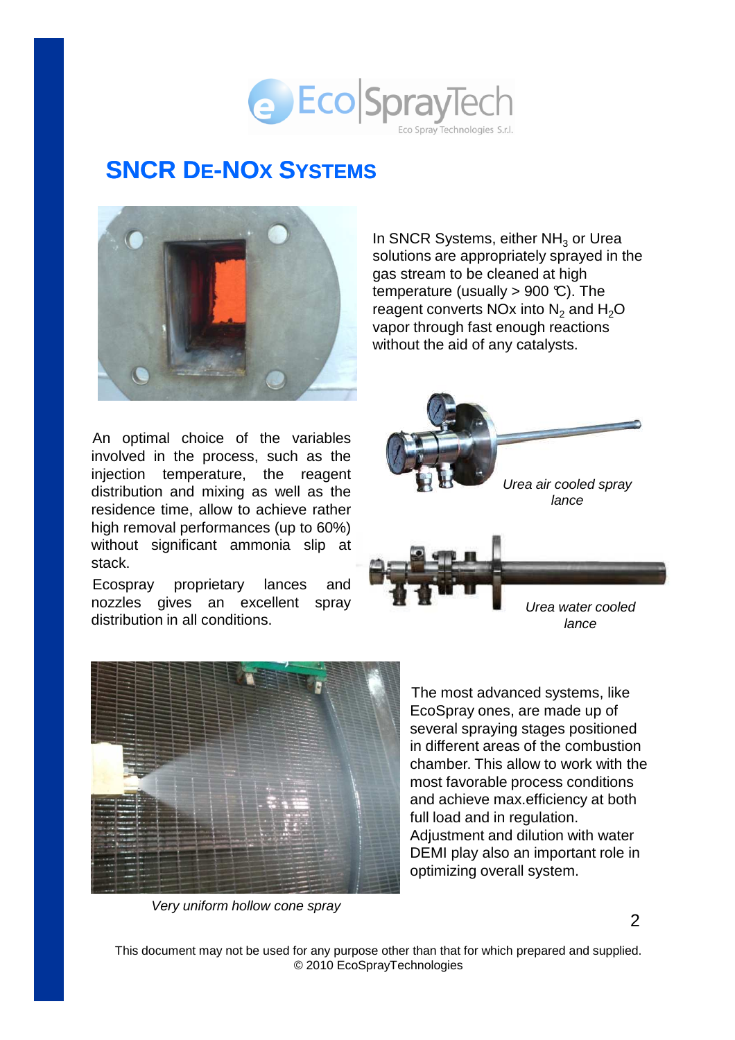# SNCR DE-NOX SYSTEMS

In SNCR Systems, either $NH_3$ or Urea solutions are appropriately sprayed in the gas stream to be cleaned at high temperature (usually > 900 °C). The reagent converts NOx into $N_2$ and $H_2O$ vapor through fast enough reactions without the aid of any catalysts.

An optimal choice of the variables involved in the process, such as the injection temperature, the reagent distribution and mixing as well as the residence time, allow to achieve rather high removal performances (up to 60%) without significant ammonia slip at stack.

Ecospray proprietary lances and nozzles gives an excellent spray distribution in all conditions.

*Urea air cooled spray lance*

*Urea water cooled lance*

The most advanced systems, like EcoSpray ones, are made up of several spraying stages positioned in different areas of the combustion chamber. This allow to work with the most favorable process conditions and achieve max.efficiency at both full load and in regulation. Adjustment and dilution with water DEMI play also an important role in optimizing overall system.

*Very uniform hollow cone spray*

This document may not be used for any purpose other than that for which prepared and supplied.
© 2010 EcoSprayTechnologies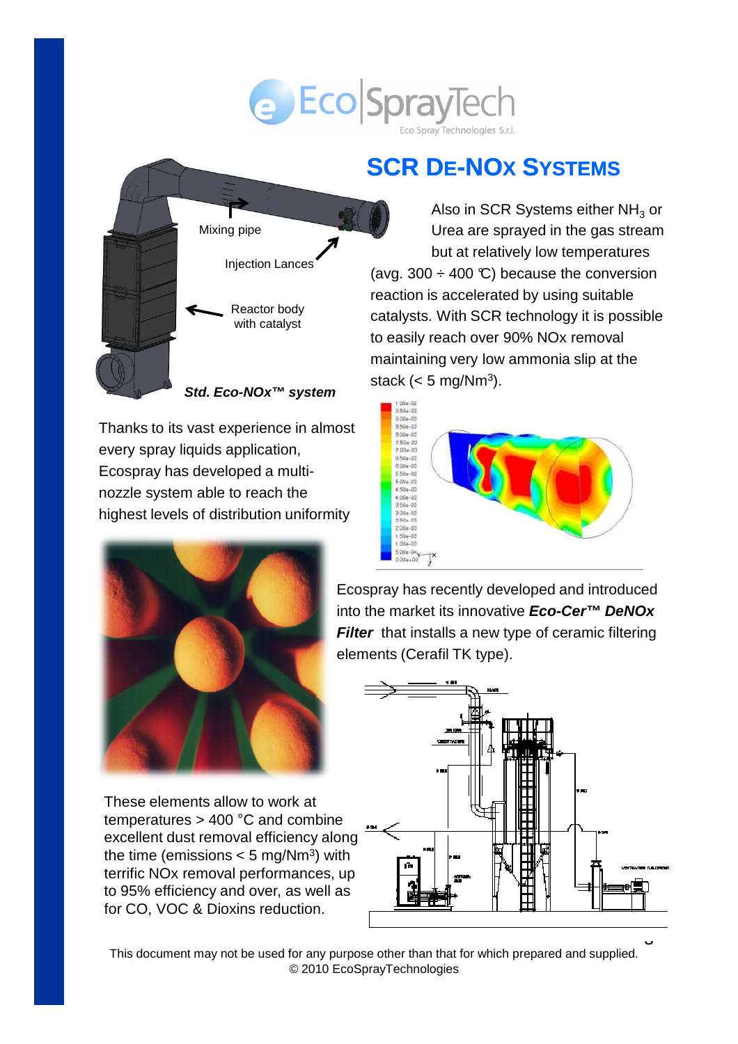## SCR DE-NOx SYSTEMS

Mixing pipe

Injection Lances

Reactor body with catalyst

***Std. Eco-NOx™ system***

Also in SCR Systems either $NH_3$ or Urea are sprayed in the gas stream but at relatively low temperatures (avg. 300 ÷ 400 °C) because the conversion reaction is accelerated by using suitable catalysts. With SCR technology it is possible to easily reach over 90% NOx removal maintaining very low ammonia slip at the stack (< 5 mg/Nm$^3$).

Thanks to its vast experience in almost every spray liquids application, Ecospray has developed a multi-nozzle system able to reach the highest levels of distribution uniformity

Ecospray has recently developed and introduced into the market its innovative ***Eco-Cer™ DeNOx Filter*** that installs a new type of ceramic filtering elements (Cerafil TK type).

These elements allow to work at temperatures > 400 °C and combine excellent dust removal efficiency along the time (emissions < 5 mg/Nm$^3$) with terrific NOx removal performances, up to 95% efficiency and over, as well as for CO, VOC & Dioxins reduction.

This document may not be used for any purpose other than that for which prepared and supplied.
© 2010 EcoSprayTechnologies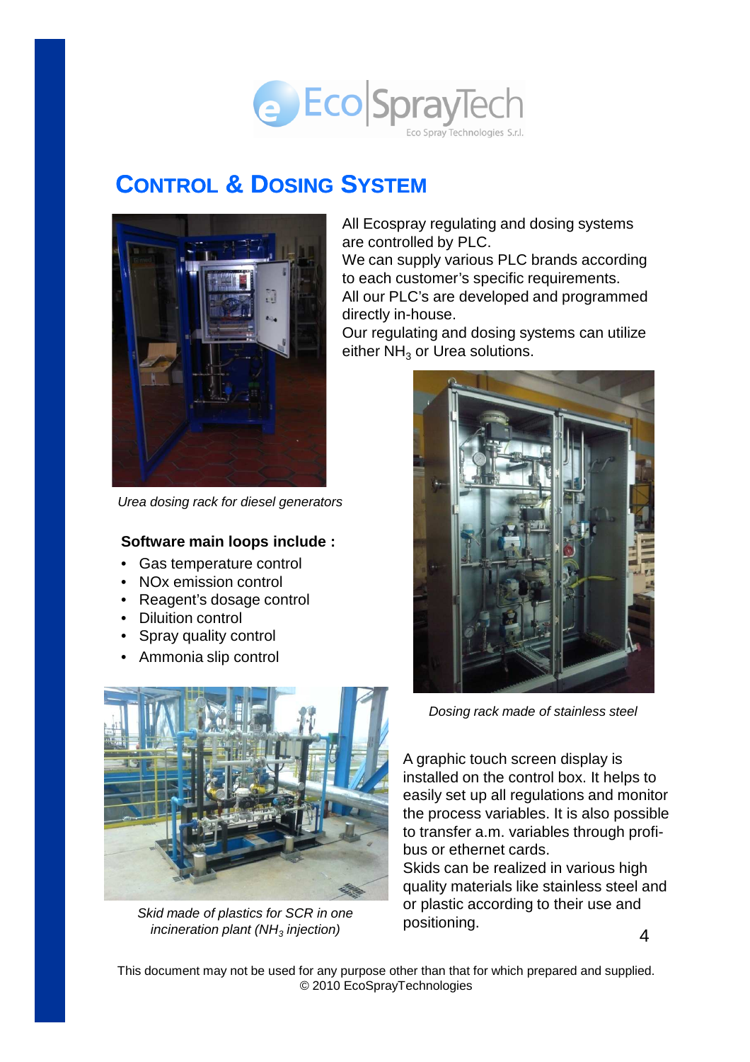# CONTROL & DOSING SYSTEM

All Ecospray regulating and dosing systems are controlled by PLC.
We can supply various PLC brands according to each customer's specific requirements.
All our PLC's are developed and programmed directly in-house.
Our regulating and dosing systems can utilize either $NH_3$ or Urea solutions.

*Urea dosing rack for diesel generators*

**Software main loops include :**

- Gas temperature control
- NOx emission control
- Reagent's dosage control
- Diluition control
- Spray quality control
- Ammonia slip control

*Dosing rack made of stainless steel*

*Skid made of plastics for SCR in one incineration plant ($NH_3$ injection)*

A graphic touch screen display is installed on the control box. It helps to easily set up all regulations and monitor the process variables. It is also possible to transfer a.m. variables through profi-bus or ethernet cards.
Skids can be realized in various high quality materials like stainless steel and or plastic according to their use and positioning.

This document may not be used for any purpose other than that for which prepared and supplied.
© 2010 EcoSprayTechnologies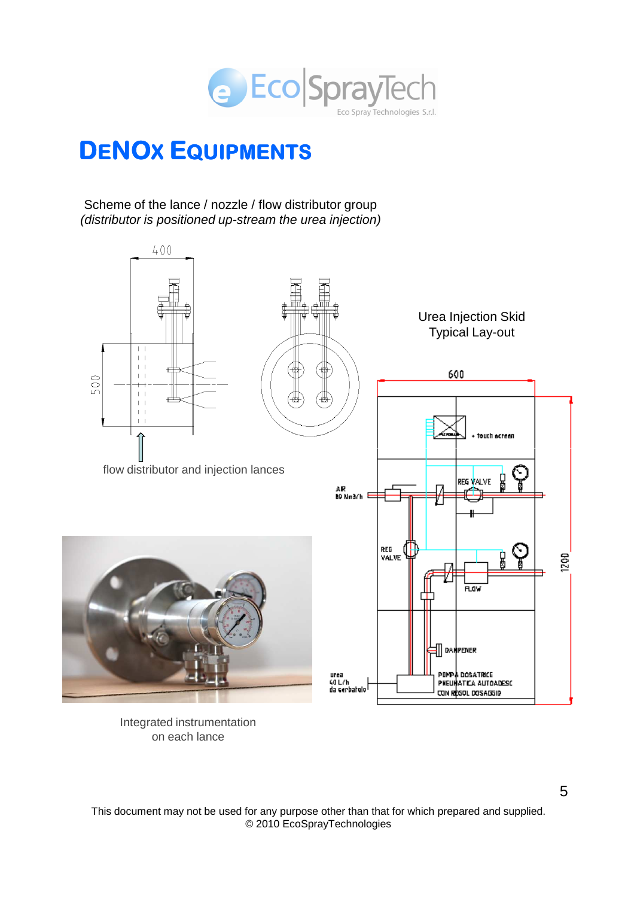# DENOx EQUIPMENTS

Scheme of the lance / nozzle / flow distributor group
*(distributor is positioned up-stream the urea injection)*

flow distributor and injection lances

Urea Injection Skid
Typical Lay-out

Integrated instrumentation
on each lance

This document may not be used for any purpose other than that for which prepared and supplied.
© 2010 EcoSprayTechnologies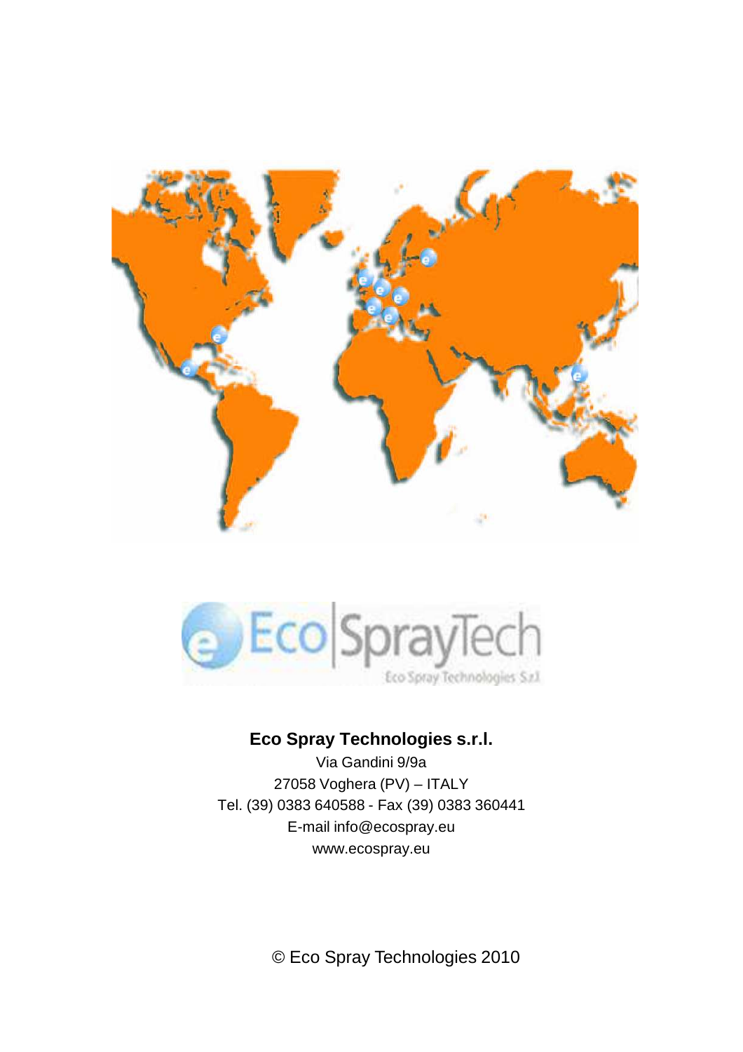**Eco Spray Technologies s.r.l.**

Via Gandini 9/9a

27058 Voghera (PV) – ITALY

Tel. (39) 0383 640588 - Fax (39) 0383 360441

E-mail info@ecospray.eu

www.ecospray.eu

© Eco Spray Technologies 2010